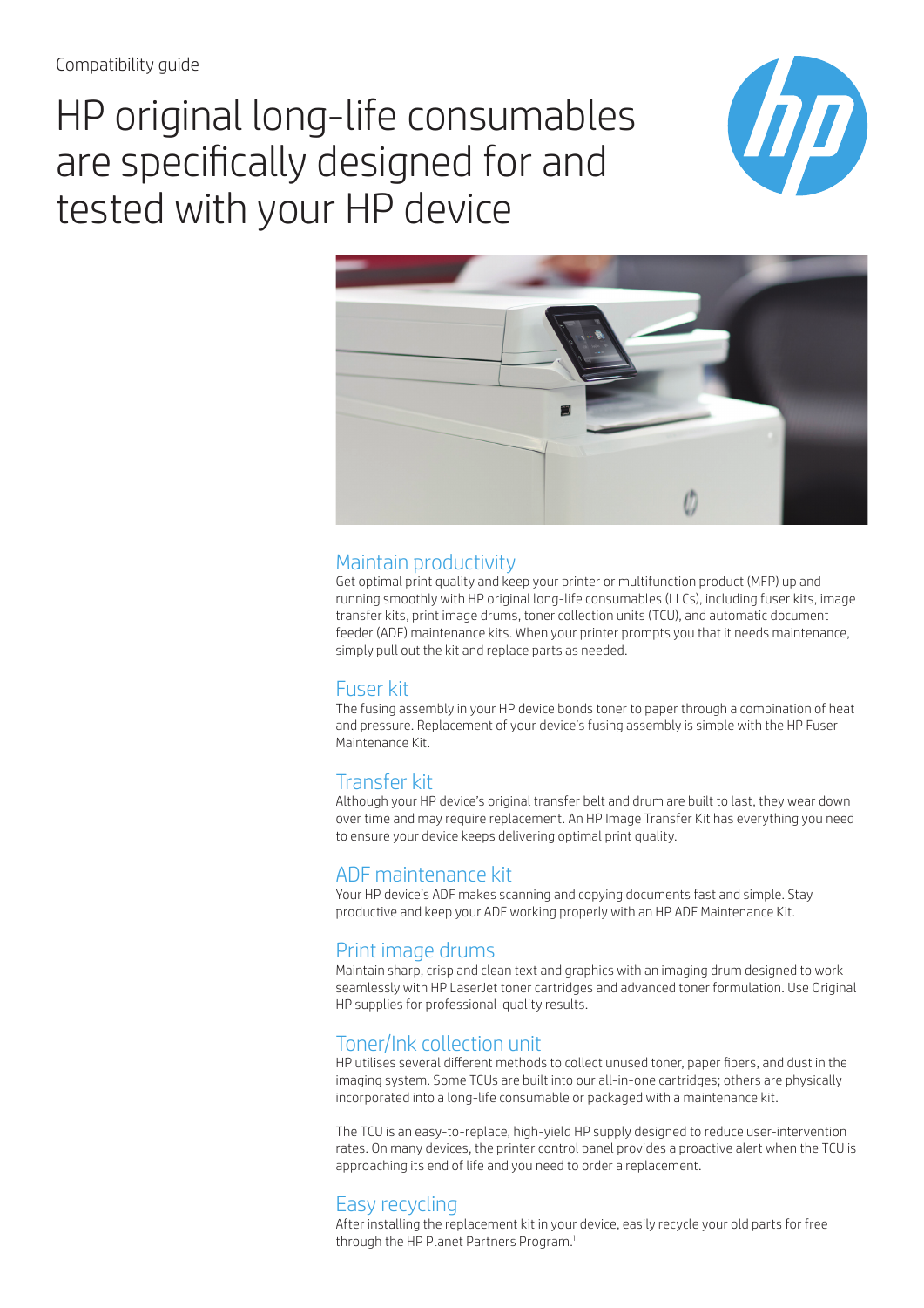Compatibility guide

# HP original long-life consumables are specifically designed for and tested with your HP device

## Maintain productivity

Get optimal print quality and keep your printer or multifunction product (MFP) up and running smoothly with HP original long-life consumables (LLCs), including fuser kits, image transfer kits, print image drums, toner collection units (TCU), and automatic document feeder (ADF) maintenance kits. When your printer prompts you that it needs maintenance, simply pull out the kit and replace parts as needed.

## Fuser kit

The fusing assembly in your HP device bonds toner to paper through a combination of heat and pressure. Replacement of your device's fusing assembly is simple with the HP Fuser Maintenance Kit.

## Transfer kit

Although your HP device's original transfer belt and drum are built to last, they wear down over time and may require replacement. An HP Image Transfer Kit has everything you need to ensure your device keeps delivering optimal print quality.

## ADF maintenance kit

Your HP device's ADF makes scanning and copying documents fast and simple. Stay productive and keep your ADF working properly with an HP ADF Maintenance Kit.

## Print image drums

Maintain sharp, crisp and clean text and graphics with an imaging drum designed to work seamlessly with HP LaserJet toner cartridges and advanced toner formulation. Use Original HP supplies for professional-quality results.

## Toner/Ink collection unit

HP utilises several different methods to collect unused toner, paper fibers, and dust in the imaging system. Some TCUs are built into our all-in-one cartridges; others are physically incorporated into a long-life consumable or packaged with a maintenance kit.

The TCU is an easy-to-replace, high-yield HP supply designed to reduce user-intervention rates. On many devices, the printer control panel provides a proactive alert when the TCU is approaching its end of life and you need to order a replacement.

## Easy recycling

After installing the replacement kit in your device, easily recycle your old parts for free through the HP Planet Partners Program.[1]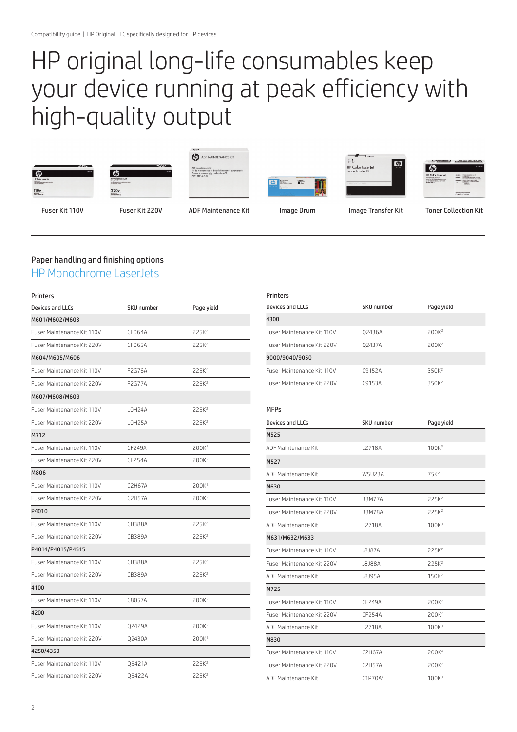# HP original long-life consumables keep your device running at peak efficiency with high-quality output

Fuser Kit 110V

Fuser Kit 220V

ADF Maintenance Kit

Image Drum

Image Transfer Kit

Toner Collection Kit

## Paper handling and finishing options

## HP Monochrome LaserJets

### Printers

| Devices and LLCs | SKU number | Page yield |
|---|---|---|
| **M601/M602/M603** | | |
| Fuser Maintenance Kit 110V | CF064A | 225K[2] |
| Fuser Maintenance Kit 220V | CF065A | 225K[2] |
| **M604/M605/M606** | | |
| Fuser Maintenance Kit 110V | F2G76A | 225K[2] |
| Fuser Maintenance Kit 220V | F2G77A | 225K[2] |
| **M607/M608/M609** | | |
| Fuser Maintenance Kit 110V | L0H24A | 225K[2] |
| Fuser Maintenance Kit 220V | L0H25A | 225K[2] |
| **M712** | | |
| Fuser Maintenance Kit 110V | CF249A | 200K[2] |
| Fuser Maintenance Kit 220V | CF254A | 200K[2] |
| **M806** | | |
| Fuser Maintenance Kit 110V | C2H67A | 200K[2] |
| Fuser Maintenance Kit 220V | C2H57A | 200K[2] |
| **P4010** | | |
| Fuser Maintenance Kit 110V | CB388A | 225K[2] |
| Fuser Maintenance Kit 220V | CB389A | 225K[2] |
| **P4014/P4015/P4515** | | |
| Fuser Maintenance Kit 110V | CB388A | 225K[2] |
| Fuser Maintenance Kit 220V | CB389A | 225K[2] |
| **4100** | | |
| Fuser Maintenance Kit 110V | C8057A | 200K[2] |
| **4200** | | |
| Fuser Maintenance Kit 110V | Q2429A | 200K[2] |
| Fuser Maintenance Kit 220V | Q2430A | 200K[2] |
| **4250/4350** | | |
| Fuser Maintenance Kit 110V | Q5421A | 225K[2] |
| Fuser Maintenance Kit 220V | Q5422A | 225K[2] |

### Printers

| Devices and LLCs | SKU number | Page yield |
|---|---|---|
| **4300** | | |
| Fuser Maintenance Kit 110V | Q2436A | 200K[2] |
| Fuser Maintenance Kit 220V | Q2437A | 200K[2] |
| **9000/9040/9050** | | |
| Fuser Maintenance Kit 110V | C9152A | 350K[2] |
| Fuser Maintenance Kit 220V | C9153A | 350K[2] |

### MFPs

| Devices and LLCs | SKU number | Page yield |
|---|---|---|
| **M525** | | |
| ADF Maintenance Kit | L2718A | 100K[3] |
| **M527** | | |
| ADF Maintenance Kit | W5U23A | 75K[2] |
| **M630** | | |
| Fuser Maintenance Kit 110V | B3M77A | 225K[2] |
| Fuser Maintenance Kit 220V | B3M78A | 225K[2] |
| ADF Maintenance Kit | L2718A | 100K[3] |
| **M631/M632/M633** | | |
| Fuser Maintenance Kit 110V | J8J87A | 225K[2] |
| Fuser Maintenance Kit 220V | J8J88A | 225K[2] |
| ADF Maintenance Kit | J8J95A | 150K[2] |
| **M725** | | |
| Fuser Maintenance Kit 110V | CF249A | 200K[2] |
| Fuser Maintenance Kit 220V | CF254A | 200K[2] |
| ADF Maintenance Kit | L2718A | 100K[3] |
| **M830** | | |
| Fuser Maintenance Kit 110V | C2H67A | 200K[2] |
| Fuser Maintenance Kit 220V | C2H57A | 200K[2] |
| ADF Maintenance Kit | C1P70A[4] | 100K[3] |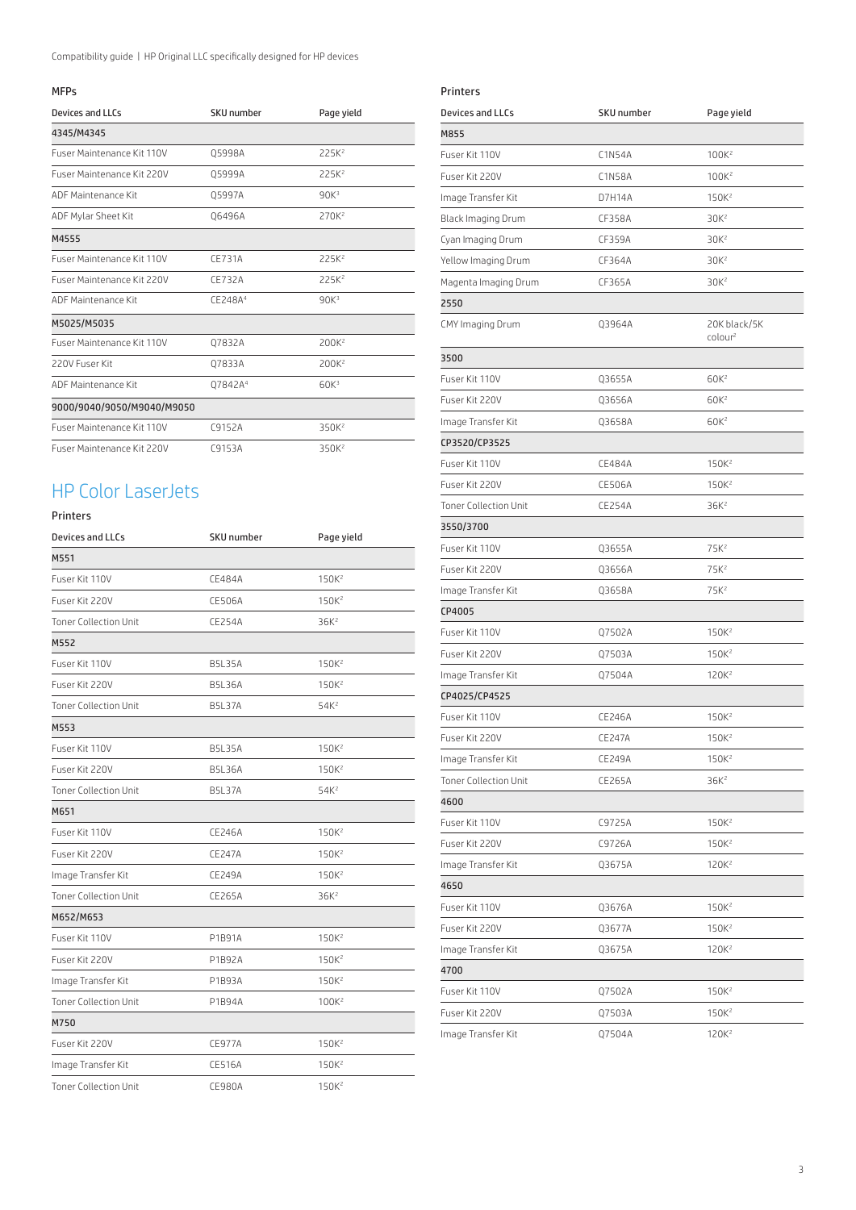### MFPs

| Devices and LLCs | SKU number | Page yield |
| --- | --- | --- |
| **4345/M4345** | | |
| Fuser Maintenance Kit 110V | Q5998A | 225K[2] |
| Fuser Maintenance Kit 220V | Q5999A | 225K[2] |
| ADF Maintenance Kit | Q5997A | 90K[3] |
| ADF Mylar Sheet Kit | Q6496A | 270K[2] |
| **M4555** | | |
| Fuser Maintenance Kit 110V | CE731A | 225K[2] |
| Fuser Maintenance Kit 220V | CE732A | 225K[2] |
| ADF Maintenance Kit | CE248A[4] | 90K[3] |
| **M5025/M5035** | | |
| Fuser Maintenance Kit 110V | Q7832A | 200K[2] |
| 220V Fuser Kit | Q7833A | 200K[2] |
| ADF Maintenance Kit | Q7842A[4] | 60K[3] |
| **9000/9040/9050/M9040/M9050** | | |
| Fuser Maintenance Kit 110V | C9152A | 350K[2] |
| Fuser Maintenance Kit 220V | C9153A | 350K[2] |

## HP Color LaserJets

### Printers

| Devices and LLCs | SKU number | Page yield |
| --- | --- | --- |
| **M551** | | |
| Fuser Kit 110V | CE484A | 150K[2] |
| Fuser Kit 220V | CE506A | 150K[2] |
| Toner Collection Unit | CE254A | 36K[2] |
| **M552** | | |
| Fuser Kit 110V | B5L35A | 150K[2] |
| Fuser Kit 220V | B5L36A | 150K[2] |
| Toner Collection Unit | B5L37A | 54K[2] |
| **M553** | | |
| Fuser Kit 110V | B5L35A | 150K[2] |
| Fuser Kit 220V | B5L36A | 150K[2] |
| Toner Collection Unit | B5L37A | 54K[2] |
| **M651** | | |
| Fuser Kit 110V | CE246A | 150K[2] |
| Fuser Kit 220V | CE247A | 150K[2] |
| Image Transfer Kit | CE249A | 150K[2] |
| Toner Collection Unit | CE265A | 36K[2] |
| **M652/M653** | | |
| Fuser Kit 110V | P1B91A | 150K[2] |
| Fuser Kit 220V | P1B92A | 150K[2] |
| Image Transfer Kit | P1B93A | 150K[2] |
| Toner Collection Unit | P1B94A | 100K[2] |
| **M750** | | |
| Fuser Kit 220V | CE977A | 150K[2] |
| Image Transfer Kit | CE516A | 150K[2] |
| Toner Collection Unit | CE980A | 150K[2] |

### Printers

| Devices and LLCs | SKU number | Page yield |
| --- | --- | --- |
| **M855** | | |
| Fuser Kit 110V | C1N54A | 100K[2] |
| Fuser Kit 220V | C1N58A | 100K[2] |
| Image Transfer Kit | D7H14A | 150K[2] |
| Black Imaging Drum | CF358A | 30K[2] |
| Cyan Imaging Drum | CF359A | 30K[2] |
| Yellow Imaging Drum | CF364A | 30K[2] |
| Magenta Imaging Drum | CF365A | 30K[2] |
| **2550** | | |
| CMY Imaging Drum | Q3964A | 20K black/5K colour[2] |
| **3500** | | |
| Fuser Kit 110V | Q3655A | 60K[2] |
| Fuser Kit 220V | Q3656A | 60K[2] |
| Image Transfer Kit | Q3658A | 60K[2] |
| **CP3520/CP3525** | | |
| Fuser Kit 110V | CE484A | 150K[2] |
| Fuser Kit 220V | CE506A | 150K[2] |
| Toner Collection Unit | CE254A | 36K[2] |
| **3550/3700** | | |
| Fuser Kit 110V | Q3655A | 75K[2] |
| Fuser Kit 220V | Q3656A | 75K[2] |
| Image Transfer Kit | Q3658A | 75K[2] |
| **CP4005** | | |
| Fuser Kit 110V | Q7502A | 150K[2] |
| Fuser Kit 220V | Q7503A | 150K[2] |
| Image Transfer Kit | Q7504A | 120K[2] |
| **CP4025/CP4525** | | |
| Fuser Kit 110V | CE246A | 150K[2] |
| Fuser Kit 220V | CE247A | 150K[2] |
| Image Transfer Kit | CE249A | 150K[2] |
| Toner Collection Unit | CE265A | 36K[2] |
| **4600** | | |
| Fuser Kit 110V | C9725A | 150K[2] |
| Fuser Kit 220V | C9726A | 150K[2] |
| Image Transfer Kit | Q3675A | 120K[2] |
| **4650** | | |
| Fuser Kit 110V | Q3676A | 150K[2] |
| Fuser Kit 220V | Q3677A | 150K[2] |
| Image Transfer Kit | Q3675A | 120K[2] |
| **4700** | | |
| Fuser Kit 110V | Q7502A | 150K[2] |
| Fuser Kit 220V | Q7503A | 150K[2] |
| Image Transfer Kit | Q7504A | 120K[2] |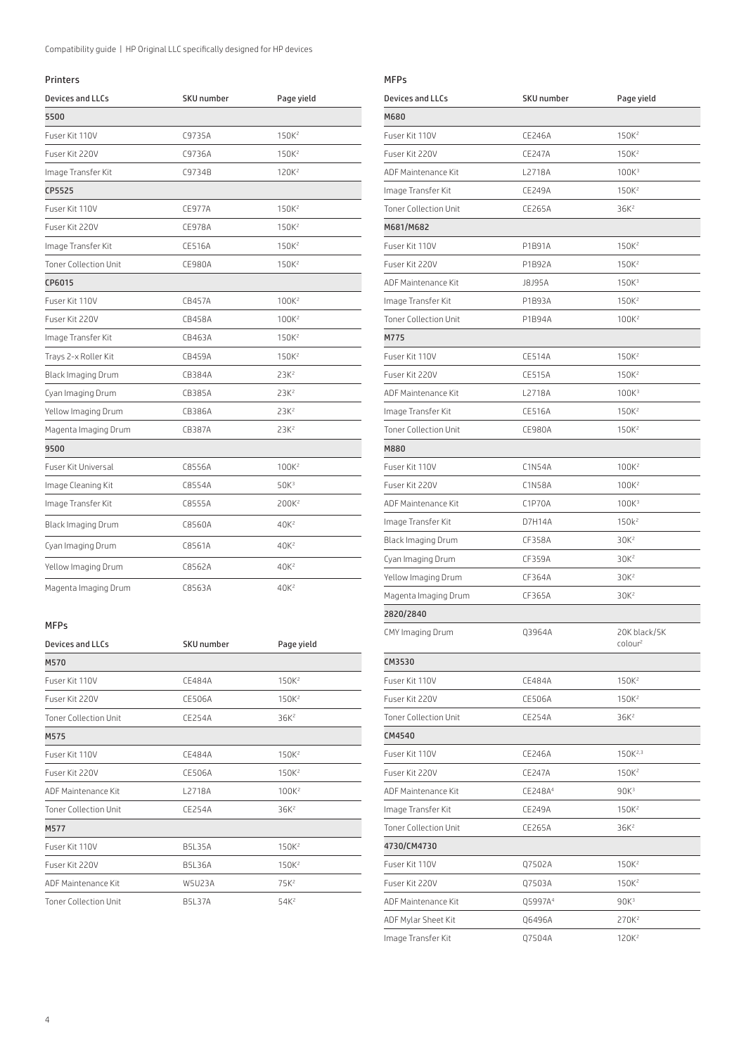## Printers

| Devices and LLCs | SKU number | Page yield |
|---|---|---|
| **5500** | | |
| Fuser Kit 110V | C9735A | 150K[2] |
| Fuser Kit 220V | C9736A | 150K[2] |
| Image Transfer Kit | C9734B | 120K[2] |
| **CP5525** | | |
| Fuser Kit 110V | CE977A | 150K[2] |
| Fuser Kit 220V | CE978A | 150K[2] |
| Image Transfer Kit | CE516A | 150K[2] |
| Toner Collection Unit | CE980A | 150K[2] |
| **CP6015** | | |
| Fuser Kit 110V | CB457A | 100K[2] |
| Fuser Kit 220V | CB458A | 100K[2] |
| Image Transfer Kit | CB463A | 150K[2] |
| Trays 2–x Roller Kit | CB459A | 150K[2] |
| Black Imaging Drum | CB384A | 23K[2] |
| Cyan Imaging Drum | CB385A | 23K[2] |
| Yellow Imaging Drum | CB386A | 23K[2] |
| Magenta Imaging Drum | CB387A | 23K[2] |
| **9500** | | |
| Fuser Kit Universal | C8556A | 100K[2] |
| Image Cleaning Kit | C8554A | 50K[3] |
| Image Transfer Kit | C8555A | 200K[2] |
| Black Imaging Drum | C8560A | 40K[2] |
| Cyan Imaging Drum | C8561A | 40K[2] |
| Yellow Imaging Drum | C8562A | 40K[2] |
| Magenta Imaging Drum | C8563A | 40K[2] |

## MFPs

| Devices and LLCs | SKU number | Page yield |
|---|---|---|
| **M570** | | |
| Fuser Kit 110V | CE484A | 150K[2] |
| Fuser Kit 220V | CE506A | 150K[2] |
| Toner Collection Unit | CE254A | 36K[2] |
| **M575** | | |
| Fuser Kit 110V | CE484A | 150K[2] |
| Fuser Kit 220V | CE506A | 150K[2] |
| ADF Maintenance Kit | L2718A | 100K[2] |
| Toner Collection Unit | CE254A | 36K[2] |
| **M577** | | |
| Fuser Kit 110V | B5L35A | 150K[2] |
| Fuser Kit 220V | B5L36A | 150K[2] |
| ADF Maintenance Kit | W5U23A | 75K[2] |
| Toner Collection Unit | B5L37A | 54K[2] |

## MFPs

| Devices and LLCs | SKU number | Page yield |
|---|---|---|
| **M680** | | |
| Fuser Kit 110V | CE246A | 150K[2] |
| Fuser Kit 220V | CE247A | 150K[2] |
| ADF Maintenance Kit | L2718A | 100K[3] |
| Image Transfer Kit | CE249A | 150K[2] |
| Toner Collection Unit | CE265A | 36K[2] |
| **M681/M682** | | |
| Fuser Kit 110V | P1B91A | 150K[2] |
| Fuser Kit 220V | P1B92A | 150K[2] |
| ADF Maintenance Kit | J8J95A | 150K[3] |
| Image Transfer Kit | P1B93A | 150K[2] |
| Toner Collection Unit | P1B94A | 100K[2] |
| **M775** | | |
| Fuser Kit 110V | CE514A | 150K[2] |
| Fuser Kit 220V | CE515A | 150K[2] |
| ADF Maintenance Kit | L2718A | 100K[3] |
| Image Transfer Kit | CE516A | 150K[2] |
| Toner Collection Unit | CE980A | 150K[2] |
| **M880** | | |
| Fuser Kit 110V | C1N54A | 100K[2] |
| Fuser Kit 220V | C1N58A | 100K[2] |
| ADF Maintenance Kit | C1P70A | 100K[3] |
| Image Transfer Kit | D7H14A | 150k[2] |
| Black Imaging Drum | CF358A | 30K[2] |
| Cyan Imaging Drum | CF359A | 30K[2] |
| Yellow Imaging Drum | CF364A | 30K[2] |
| Magenta Imaging Drum | CF365A | 30K[2] |
| **2820/2840** | | |
| CMY Imaging Drum | Q3964A | 20K black/5K colour[2] |
| **CM3530** | | |
| Fuser Kit 110V | CE484A | 150K[2] |
| Fuser Kit 220V | CE506A | 150K[2] |
| Toner Collection Unit | CE254A | 36K[2] |
| **CM4540** | | |
| Fuser Kit 110V | CE246A | 150K[2,3] |
| Fuser Kit 220V | CE247A | 150K[2] |
| ADF Maintenance Kit | CE248A[4] | 90K[3] |
| Image Transfer Kit | CE249A | 150K[2] |
| Toner Collection Unit | CE265A | 36K[2] |
| **4730/CM4730** | | |
| Fuser Kit 110V | Q7502A | 150K[2] |
| Fuser Kit 220V | Q7503A | 150K[2] |
| ADF Maintenance Kit | Q5997A[4] | 90K[3] |
| ADF Mylar Sheet Kit | Q6496A | 270K[2] |
| Image Transfer Kit | Q7504A | 120K[2] |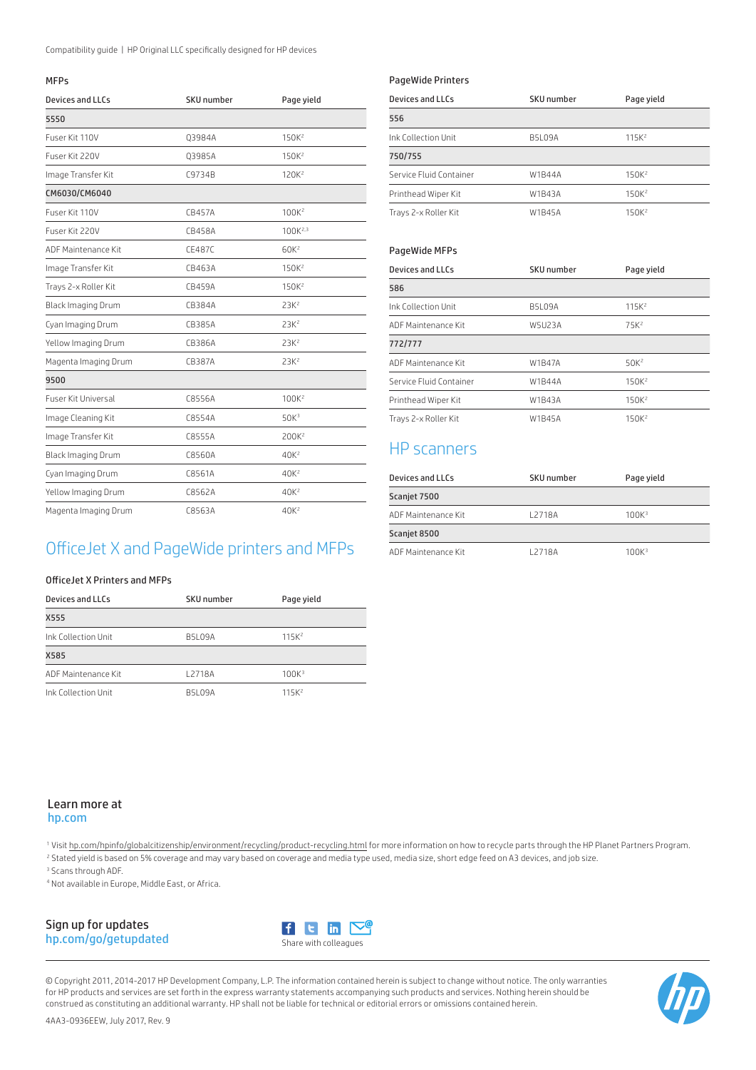### MFPs

| Devices and LLCs | SKU number | Page yield |
| --- | --- | --- |
| **5550** | | |
| Fuser Kit 110V | Q3984A | 150K[2] |
| Fuser Kit 220V | Q3985A | 150K[2] |
| Image Transfer Kit | C9734B | 120K[2] |
| **CM6030/CM6040** | | |
| Fuser Kit 110V | CB457A | 100K[2] |
| Fuser Kit 220V | CB458A | 100K[2,3] |
| ADF Maintenance Kit | CE487C | 60K[2] |
| Image Transfer Kit | CB463A | 150K[2] |
| Trays 2-x Roller Kit | CB459A | 150K[2] |
| Black Imaging Drum | CB384A | 23K[2] |
| Cyan Imaging Drum | CB385A | 23K[2] |
| Yellow Imaging Drum | CB386A | 23K[2] |
| Magenta Imaging Drum | CB387A | 23K[2] |
| **9500** | | |
| Fuser Kit Universal | C8556A | 100K[2] |
| Image Cleaning Kit | C8554A | 50K[3] |
| Image Transfer Kit | C8555A | 200K[2] |
| Black Imaging Drum | C8560A | 40K[2] |
| Cyan Imaging Drum | C8561A | 40K[2] |
| Yellow Imaging Drum | C8562A | 40K[2] |
| Magenta Imaging Drum | C8563A | 40K[2] |

## OfficeJet X and PageWide printers and MFPs

### OfficeJet X Printers and MFPs

| Devices and LLCs | SKU number | Page yield |
| --- | --- | --- |
| **X555** | | |
| Ink Collection Unit | B5L09A | 115K[2] |
| **X585** | | |
| ADF Maintenance Kit | L2718A | 100K[3] |
| Ink Collection Unit | B5L09A | 115K[2] |

### PageWide Printers

| Devices and LLCs | SKU number | Page yield |
| --- | --- | --- |
| **556** | | |
| Ink Collection Unit | B5L09A | 115K[2] |
| **750/755** | | |
| Service Fluid Container | W1B44A | 150K[2] |
| Printhead Wiper Kit | W1B43A | 150K[2] |
| Trays 2-x Roller Kit | W1B45A | 150K[2] |

### PageWide MFPs

| Devices and LLCs | SKU number | Page yield |
| --- | --- | --- |
| **586** | | |
| Ink Collection Unit | B5L09A | 115K[2] |
| ADF Maintenance Kit | W5U23A | 75K[2] |
| **772/777** | | |
| ADF Maintenance Kit | W1B47A | 50K[2] |
| Service Fluid Container | W1B44A | 150K[2] |
| Printhead Wiper Kit | W1B43A | 150K[2] |
| Trays 2-x Roller Kit | W1B45A | 150K[2] |

## HP scanners

| Devices and LLCs | SKU number | Page yield |
| --- | --- | --- |
| **Scanjet 7500** | | |
| ADF Maintenance Kit | L2718A | 100K[3] |
| **Scanjet 8500** | | |
| ADF Maintenance Kit | L2718A | 100K[3] |

Learn more at
hp.com

[1] Visit hp.com/hpinfo/globalcitizenship/environment/recycling/product-recycling.html for more information on how to recycle parts through the HP Planet Partners Program.
[2] Stated yield is based on 5% coverage and may vary based on coverage and media type used, media size, short edge feed on A3 devices, and job size.
[3] Scans through ADF.
[4] Not available in Europe, Middle East, or Africa.

Sign up for updates
hp.com/go/getupdated

Share with colleagues

© Copyright 2011, 2014-2017 HP Development Company, L.P. The information contained herein is subject to change without notice. The only warranties for HP products and services are set forth in the express warranty statements accompanying such products and services. Nothing herein should be construed as constituting an additional warranty. HP shall not be liable for technical or editorial errors or omissions contained herein.

4AA3-0936EEW, July 2017, Rev. 9